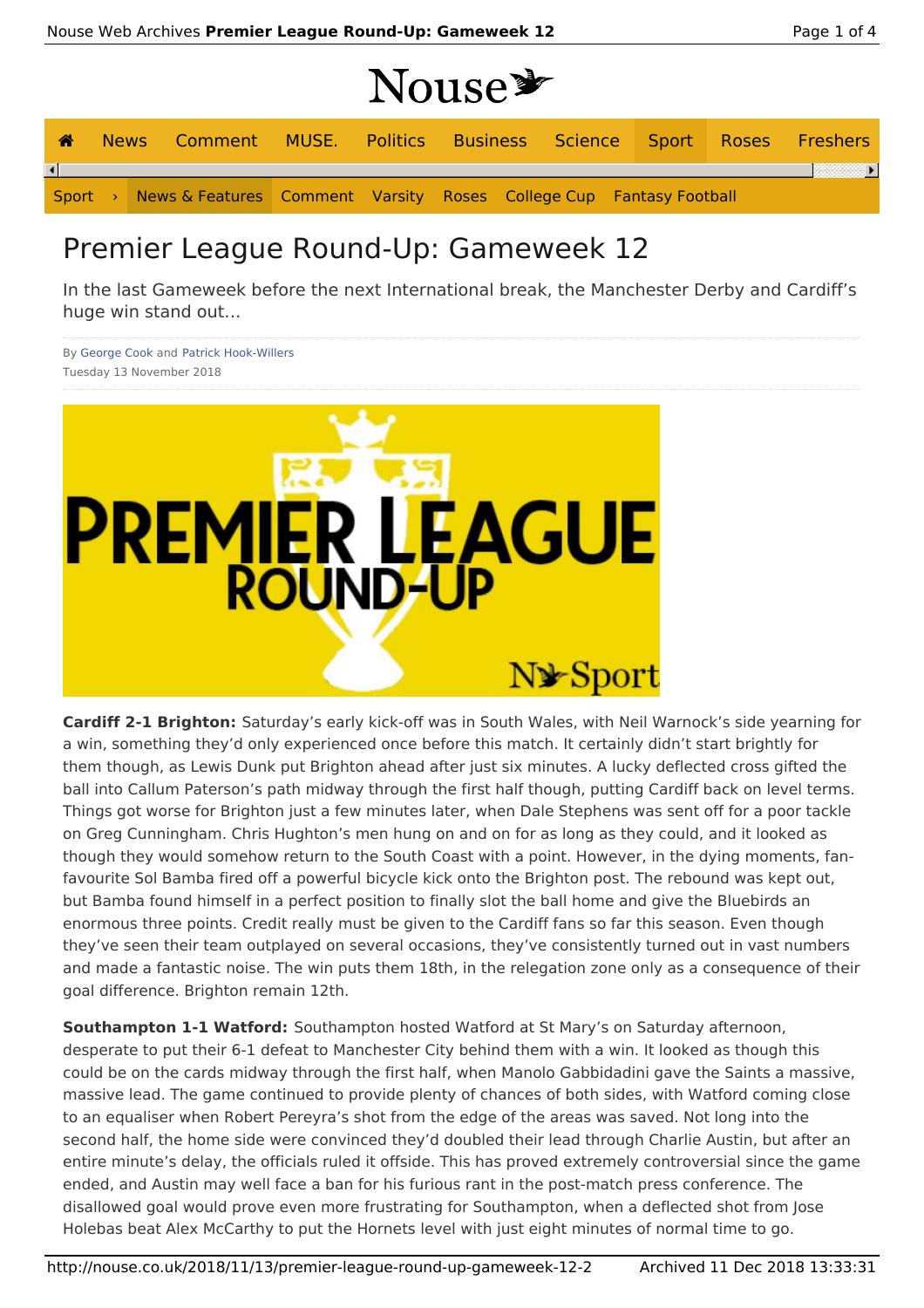# Premier League Round-Up: Gameweek 12

In the last Gameweek before the next International break, the Manchester Derby and Cardiff's huge win stand out...

By George Cook and Patrick Hook-Willers
Tuesday 13 November 2018

**Cardiff 2-1 Brighton:** Saturday's early kick-off was in South Wales, with Neil Warnock's side yearning for a win, something they'd only experienced once before this match. It certainly didn't start brightly for them though, as Lewis Dunk put Brighton ahead after just six minutes. A lucky deflected cross gifted the ball into Callum Paterson's path midway through the first half though, putting Cardiff back on level terms. Things got worse for Brighton just a few minutes later, when Dale Stephens was sent off for a poor tackle on Greg Cunningham. Chris Hughton's men hung on and on for as long as they could, and it looked as though they would somehow return to the South Coast with a point. However, in the dying moments, fan-favourite Sol Bamba fired off a powerful bicycle kick onto the Brighton post. The rebound was kept out, but Bamba found himself in a perfect position to finally slot the ball home and give the Bluebirds an enormous three points. Credit really must be given to the Cardiff fans so far this season. Even though they've seen their team outplayed on several occasions, they've consistently turned out in vast numbers and made a fantastic noise. The win puts them 18th, in the relegation zone only as a consequence of their goal difference. Brighton remain 12th.

**Southampton 1-1 Watford:** Southampton hosted Watford at St Mary's on Saturday afternoon, desperate to put their 6-1 defeat to Manchester City behind them with a win. It looked as though this could be on the cards midway through the first half, when Manolo Gabbidadini gave the Saints a massive, massive lead. The game continued to provide plenty of chances of both sides, with Watford coming close to an equaliser when Robert Pereyra's shot from the edge of the areas was saved. Not long into the second half, the home side were convinced they'd doubled their lead through Charlie Austin, but after an entire minute's delay, the officials ruled it offside. This has proved extremely controversial since the game ended, and Austin may well face a ban for his furious rant in the post-match press conference. The disallowed goal would prove even more frustrating for Southampton, when a deflected shot from Jose Holebas beat Alex McCarthy to put the Hornets level with just eight minutes of normal time to go.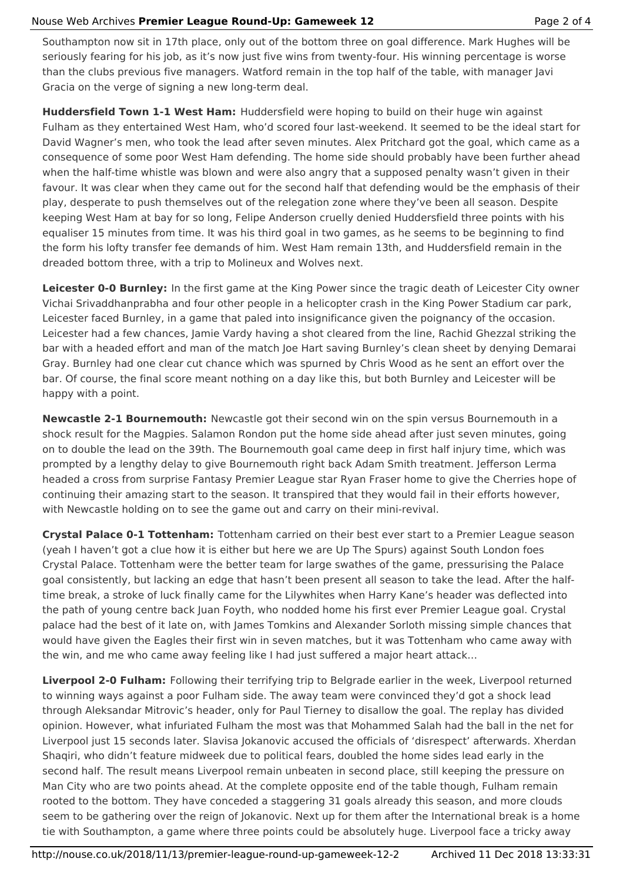Southampton now sit in 17th place, only out of the bottom three on goal difference. Mark Hughes will be seriously fearing for his job, as it's now just five wins from twenty-four. His winning percentage is worse than the clubs previous five managers. Watford remain in the top half of the table, with manager Javi Gracia on the verge of signing a new long-term deal.

**Huddersfield Town 1-1 West Ham:** Huddersfield were hoping to build on their huge win against Fulham as they entertained West Ham, who'd scored four last-weekend. It seemed to be the ideal start for David Wagner's men, who took the lead after seven minutes. Alex Pritchard got the goal, which came as a consequence of some poor West Ham defending. The home side should probably have been further ahead when the half-time whistle was blown and were also angry that a supposed penalty wasn't given in their favour. It was clear when they came out for the second half that defending would be the emphasis of their play, desperate to push themselves out of the relegation zone where they've been all season. Despite keeping West Ham at bay for so long, Felipe Anderson cruelly denied Huddersfield three points with his equaliser 15 minutes from time. It was his third goal in two games, as he seems to be beginning to find the form his lofty transfer fee demands of him. West Ham remain 13th, and Huddersfield remain in the dreaded bottom three, with a trip to Molineux and Wolves next.

**Leicester 0-0 Burnley:** In the first game at the King Power since the tragic death of Leicester City owner Vichai Srivaddhanprabha and four other people in a helicopter crash in the King Power Stadium car park, Leicester faced Burnley, in a game that paled into insignificance given the poignancy of the occasion. Leicester had a few chances, Jamie Vardy having a shot cleared from the line, Rachid Ghezzal striking the bar with a headed effort and man of the match Joe Hart saving Burnley's clean sheet by denying Demarai Gray. Burnley had one clear cut chance which was spurned by Chris Wood as he sent an effort over the bar. Of course, the final score meant nothing on a day like this, but both Burnley and Leicester will be happy with a point.

**Newcastle 2-1 Bournemouth:** Newcastle got their second win on the spin versus Bournemouth in a shock result for the Magpies. Salamon Rondon put the home side ahead after just seven minutes, going on to double the lead on the 39th. The Bournemouth goal came deep in first half injury time, which was prompted by a lengthy delay to give Bournemouth right back Adam Smith treatment. Jefferson Lerma headed a cross from surprise Fantasy Premier League star Ryan Fraser home to give the Cherries hope of continuing their amazing start to the season. It transpired that they would fail in their efforts however, with Newcastle holding on to see the game out and carry on their mini-revival.

**Crystal Palace 0-1 Tottenham:** Tottenham carried on their best ever start to a Premier League season (yeah I haven't got a clue how it is either but here we are Up The Spurs) against South London foes Crystal Palace. Tottenham were the better team for large swathes of the game, pressurising the Palace goal consistently, but lacking an edge that hasn't been present all season to take the lead. After the half-time break, a stroke of luck finally came for the Lilywhites when Harry Kane's header was deflected into the path of young centre back Juan Foyth, who nodded home his first ever Premier League goal. Crystal palace had the best of it late on, with James Tomkins and Alexander Sorloth missing simple chances that would have given the Eagles their first win in seven matches, but it was Tottenham who came away with the win, and me who came away feeling like I had just suffered a major heart attack...

**Liverpool 2-0 Fulham:** Following their terrifying trip to Belgrade earlier in the week, Liverpool returned to winning ways against a poor Fulham side. The away team were convinced they'd got a shock lead through Aleksandar Mitrovic's header, only for Paul Tierney to disallow the goal. The replay has divided opinion. However, what infuriated Fulham the most was that Mohammed Salah had the ball in the net for Liverpool just 15 seconds later. Slavisa Jokanovic accused the officials of 'disrespect' afterwards. Xherdan Shaqiri, who didn't feature midweek due to political fears, doubled the home sides lead early in the second half. The result means Liverpool remain unbeaten in second place, still keeping the pressure on Man City who are two points ahead. At the complete opposite end of the table though, Fulham remain rooted to the bottom. They have conceded a staggering 31 goals already this season, and more clouds seem to be gathering over the reign of Jokanovic. Next up for them after the International break is a home tie with Southampton, a game where three points could be absolutely huge. Liverpool face a tricky away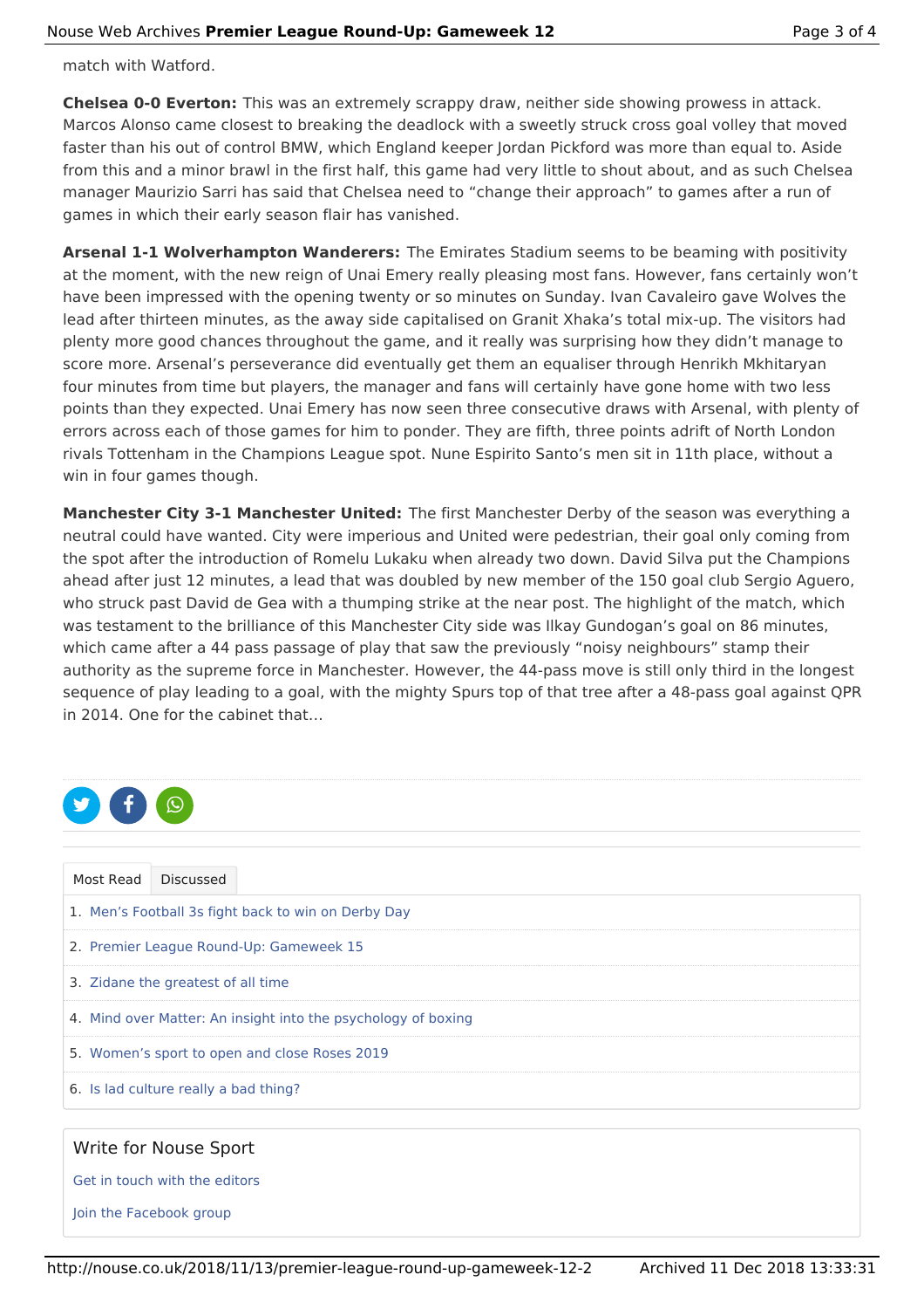match with Watford.

**Chelsea 0-0 Everton:** This was an extremely scrappy draw, neither side showing prowess in attack. Marcos Alonso came closest to breaking the deadlock with a sweetly struck cross goal volley that moved faster than his out of control BMW, which England keeper Jordan Pickford was more than equal to. Aside from this and a minor brawl in the first half, this game had very little to shout about, and as such Chelsea manager Maurizio Sarri has said that Chelsea need to "change their approach" to games after a run of games in which their early season flair has vanished.

**Arsenal 1-1 Wolverhampton Wanderers:** The Emirates Stadium seems to be beaming with positivity at the moment, with the new reign of Unai Emery really pleasing most fans. However, fans certainly won't have been impressed with the opening twenty or so minutes on Sunday. Ivan Cavaleiro gave Wolves the lead after thirteen minutes, as the away side capitalised on Granit Xhaka's total mix-up. The visitors had plenty more good chances throughout the game, and it really was surprising how they didn't manage to score more. Arsenal's perseverance did eventually get them an equaliser through Henrikh Mkhitaryan four minutes from time but players, the manager and fans will certainly have gone home with two less points than they expected. Unai Emery has now seen three consecutive draws with Arsenal, with plenty of errors across each of those games for him to ponder. They are fifth, three points adrift of North London rivals Tottenham in the Champions League spot. Nune Espirito Santo's men sit in 11th place, without a win in four games though.

**Manchester City 3-1 Manchester United:** The first Manchester Derby of the season was everything a neutral could have wanted. City were imperious and United were pedestrian, their goal only coming from the spot after the introduction of Romelu Lukaku when already two down. David Silva put the Champions ahead after just 12 minutes, a lead that was doubled by new member of the 150 goal club Sergio Aguero, who struck past David de Gea with a thumping strike at the near post. The highlight of the match, which was testament to the brilliance of this Manchester City side was Ilkay Gundogan's goal on 86 minutes, which came after a 44 pass passage of play that saw the previously "noisy neighbours" stamp their authority as the supreme force in Manchester. However, the 44-pass move is still only third in the longest sequence of play leading to a goal, with the mighty Spurs top of that tree after a 48-pass goal against QPR in 2014. One for the cabinet that…

Most Read | Discussed

1. Men's Football 3s fight back to win on Derby Day
2. Premier League Round-Up: Gameweek 15
3. Zidane the greatest of all time
4. Mind over Matter: An insight into the psychology of boxing
5. Women's sport to open and close Roses 2019
6. Is lad culture really a bad thing?

Write for Nouse Sport

Get in touch with the editors

Join the Facebook group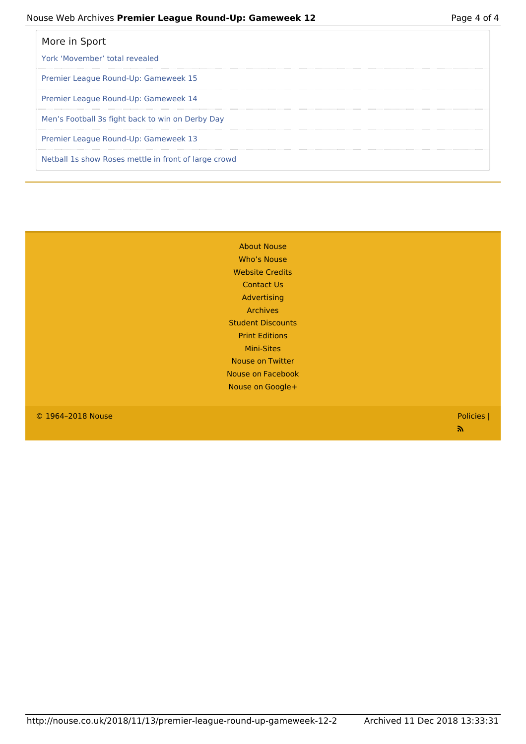## More in Sport

- York 'Movember' total revealed
- Premier League Round-Up: Gameweek 15
- Premier League Round-Up: Gameweek 14
- Men's Football 3s fight back to win on Derby Day
- Premier League Round-Up: Gameweek 13
- Netball 1s show Roses mettle in front of large crowd

About Nouse
Who's Nouse
Website Credits
Contact Us
Advertising
Archives
Student Discounts
Print Editions
Mini-Sites
Nouse on Twitter
Nouse on Facebook
Nouse on Google+

© 1964–2018 Nouse

Policies |